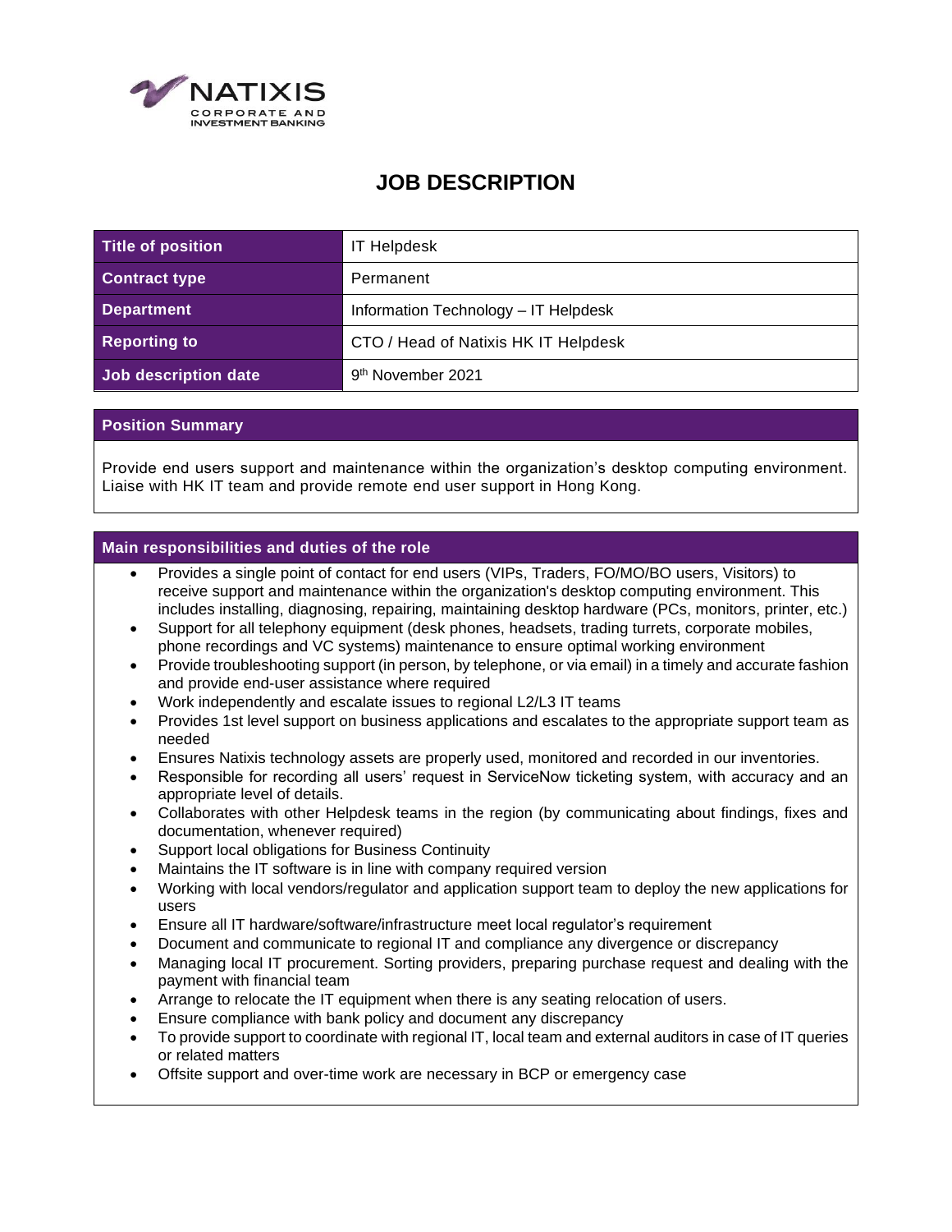NATIXIS
CORPORATE AND INVESTMENT BANKING

# JOB DESCRIPTION

| Title of position | IT Helpdesk |
|---|---|
| Contract type | Permanent |
| Department | Information Technology – IT Helpdesk |
| Reporting to | CTO / Head of Natixis HK IT Helpdesk |
| Job description date | 9th November 2021 |

## Position Summary

Provide end users support and maintenance within the organization's desktop computing environment. Liaise with HK IT team and provide remote end user support in Hong Kong.

## Main responsibilities and duties of the role

- Provides a single point of contact for end users (VIPs, Traders, FO/MO/BO users, Visitors) to receive support and maintenance within the organization's desktop computing environment. This includes installing, diagnosing, repairing, maintaining desktop hardware (PCs, monitors, printer, etc.)
- Support for all telephony equipment (desk phones, headsets, trading turrets, corporate mobiles, phone recordings and VC systems) maintenance to ensure optimal working environment
- Provide troubleshooting support (in person, by telephone, or via email) in a timely and accurate fashion and provide end-user assistance where required
- Work independently and escalate issues to regional L2/L3 IT teams
- Provides 1st level support on business applications and escalates to the appropriate support team as needed
- Ensures Natixis technology assets are properly used, monitored and recorded in our inventories.
- Responsible for recording all users' request in ServiceNow ticketing system, with accuracy and an appropriate level of details.
- Collaborates with other Helpdesk teams in the region (by communicating about findings, fixes and documentation, whenever required)
- Support local obligations for Business Continuity
- Maintains the IT software is in line with company required version
- Working with local vendors/regulator and application support team to deploy the new applications for users
- Ensure all IT hardware/software/infrastructure meet local regulator's requirement
- Document and communicate to regional IT and compliance any divergence or discrepancy
- Managing local IT procurement. Sorting providers, preparing purchase request and dealing with the payment with financial team
- Arrange to relocate the IT equipment when there is any seating relocation of users.
- Ensure compliance with bank policy and document any discrepancy
- To provide support to coordinate with regional IT, local team and external auditors in case of IT queries or related matters
- Offsite support and over-time work are necessary in BCP or emergency case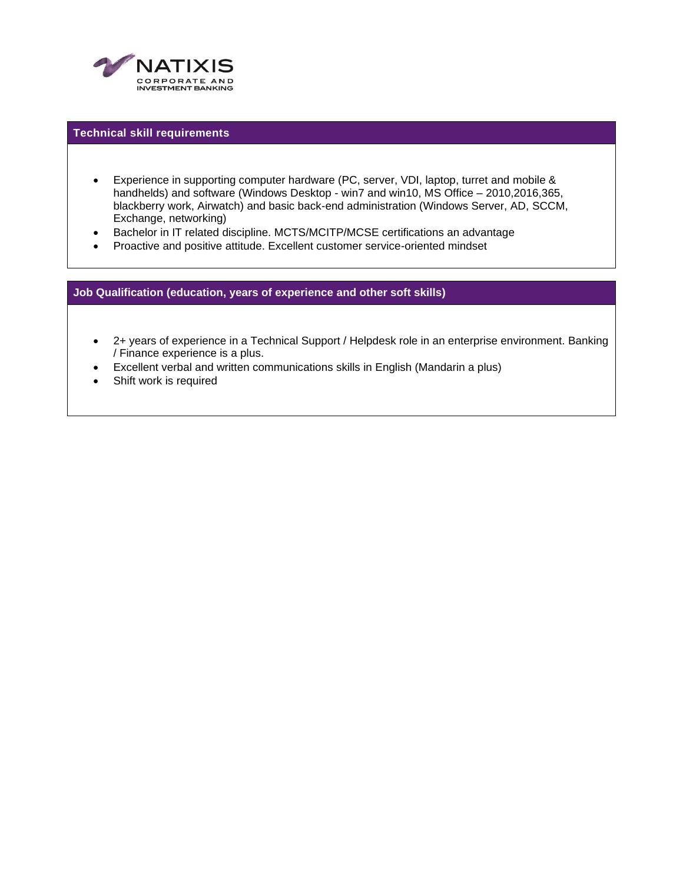## Technical skill requirements

- Experience in supporting computer hardware (PC, server, VDI, laptop, turret and mobile & handhelds) and software (Windows Desktop - win7 and win10, MS Office – 2010,2016,365, blackberry work, Airwatch) and basic back-end administration (Windows Server, AD, SCCM, Exchange, networking)
- Bachelor in IT related discipline. MCTS/MCITP/MCSE certifications an advantage
- Proactive and positive attitude. Excellent customer service-oriented mindset

## Job Qualification (education, years of experience and other soft skills)

- 2+ years of experience in a Technical Support / Helpdesk role in an enterprise environment. Banking / Finance experience is a plus.
- Excellent verbal and written communications skills in English (Mandarin a plus)
- Shift work is required